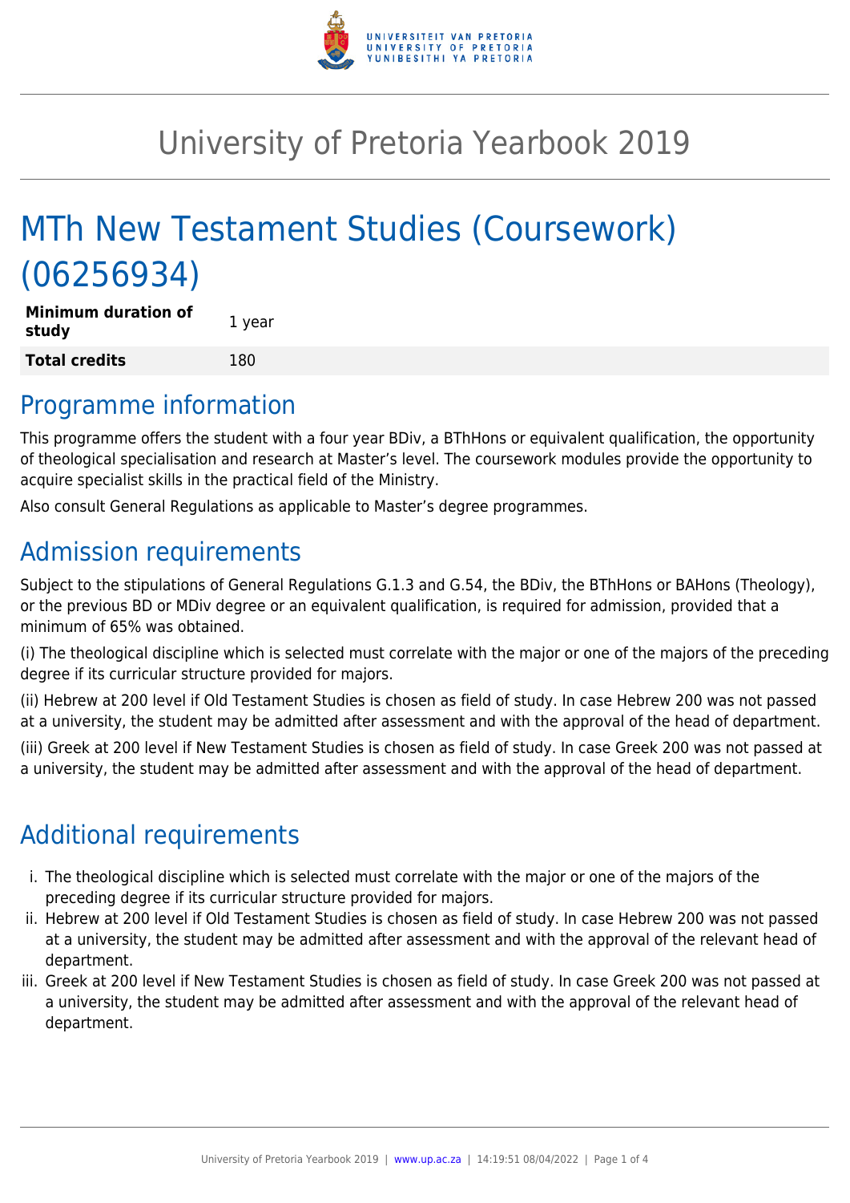# University of Pretoria Yearbook 2019

# MTh New Testament Studies (Coursework) (06256934)

| **Minimum duration of study** | 1 year |
|---|---|
| **Total credits** | 180 |

## Programme information

This programme offers the student with a four year BDiv, a BThHons or equivalent qualification, the opportunity of theological specialisation and research at Master's level. The coursework modules provide the opportunity to acquire specialist skills in the practical field of the Ministry.

Also consult General Regulations as applicable to Master's degree programmes.

## Admission requirements

Subject to the stipulations of General Regulations G.1.3 and G.54, the BDiv, the BThHons or BAHons (Theology), or the previous BD or MDiv degree or an equivalent qualification, is required for admission, provided that a minimum of 65% was obtained.

(i) The theological discipline which is selected must correlate with the major or one of the majors of the preceding degree if its curricular structure provided for majors.

(ii) Hebrew at 200 level if Old Testament Studies is chosen as field of study. In case Hebrew 200 was not passed at a university, the student may be admitted after assessment and with the approval of the head of department.

(iii) Greek at 200 level if New Testament Studies is chosen as field of study. In case Greek 200 was not passed at a university, the student may be admitted after assessment and with the approval of the head of department.

## Additional requirements

i. The theological discipline which is selected must correlate with the major or one of the majors of the preceding degree if its curricular structure provided for majors.
ii. Hebrew at 200 level if Old Testament Studies is chosen as field of study. In case Hebrew 200 was not passed at a university, the student may be admitted after assessment and with the approval of the relevant head of department.
iii. Greek at 200 level if New Testament Studies is chosen as field of study. In case Greek 200 was not passed at a university, the student may be admitted after assessment and with the approval of the relevant head of department.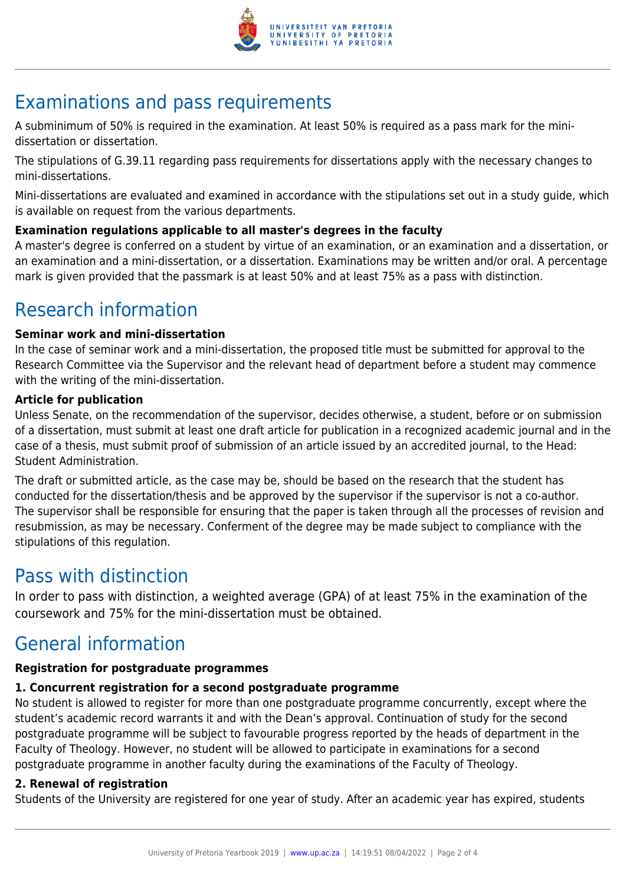## Examinations and pass requirements

A subminimum of 50% is required in the examination. At least 50% is required as a pass mark for the mini-dissertation or dissertation.

The stipulations of G.39.11 regarding pass requirements for dissertations apply with the necessary changes to mini-dissertations.

Mini-dissertations are evaluated and examined in accordance with the stipulations set out in a study guide, which is available on request from the various departments.

**Examination regulations applicable to all master's degrees in the faculty**

A master's degree is conferred on a student by virtue of an examination, or an examination and a dissertation, or an examination and a mini-dissertation, or a dissertation. Examinations may be written and/or oral. A percentage mark is given provided that the passmark is at least 50% and at least 75% as a pass with distinction.

## Research information

**Seminar work and mini-dissertation**

In the case of seminar work and a mini-dissertation, the proposed title must be submitted for approval to the Research Committee via the Supervisor and the relevant head of department before a student may commence with the writing of the mini-dissertation.

**Article for publication**

Unless Senate, on the recommendation of the supervisor, decides otherwise, a student, before or on submission of a dissertation, must submit at least one draft article for publication in a recognized academic journal and in the case of a thesis, must submit proof of submission of an article issued by an accredited journal, to the Head: Student Administration.

The draft or submitted article, as the case may be, should be based on the research that the student has conducted for the dissertation/thesis and be approved by the supervisor if the supervisor is not a co-author. The supervisor shall be responsible for ensuring that the paper is taken through all the processes of revision and resubmission, as may be necessary. Conferment of the degree may be made subject to compliance with the stipulations of this regulation.

## Pass with distinction

In order to pass with distinction, a weighted average (GPA) of at least 75% in the examination of the coursework and 75% for the mini-dissertation must be obtained.

## General information

**Registration for postgraduate programmes**

**1. Concurrent registration for a second postgraduate programme**

No student is allowed to register for more than one postgraduate programme concurrently, except where the student's academic record warrants it and with the Dean's approval. Continuation of study for the second postgraduate programme will be subject to favourable progress reported by the heads of department in the Faculty of Theology. However, no student will be allowed to participate in examinations for a second postgraduate programme in another faculty during the examinations of the Faculty of Theology.

**2. Renewal of registration**

Students of the University are registered for one year of study. After an academic year has expired, students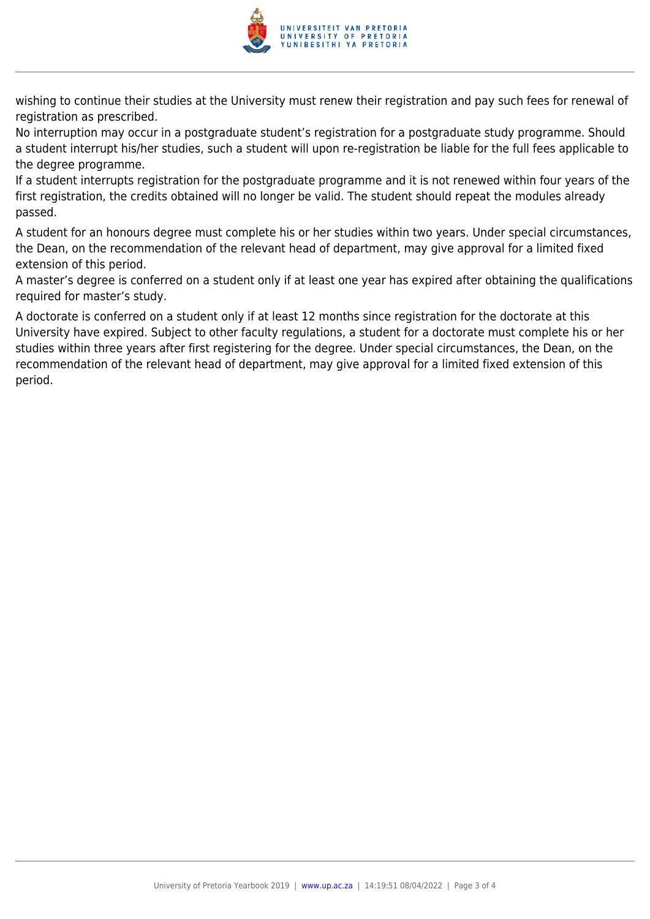wishing to continue their studies at the University must renew their registration and pay such fees for renewal of registration as prescribed.
No interruption may occur in a postgraduate student's registration for a postgraduate study programme. Should a student interrupt his/her studies, such a student will upon re-registration be liable for the full fees applicable to the degree programme.
If a student interrupts registration for the postgraduate programme and it is not renewed within four years of the first registration, the credits obtained will no longer be valid. The student should repeat the modules already passed.

A student for an honours degree must complete his or her studies within two years. Under special circumstances, the Dean, on the recommendation of the relevant head of department, may give approval for a limited fixed extension of this period.
A master's degree is conferred on a student only if at least one year has expired after obtaining the qualifications required for master's study.

A doctorate is conferred on a student only if at least 12 months since registration for the doctorate at this University have expired. Subject to other faculty regulations, a student for a doctorate must complete his or her studies within three years after first registering for the degree. Under special circumstances, the Dean, on the recommendation of the relevant head of department, may give approval for a limited fixed extension of this period.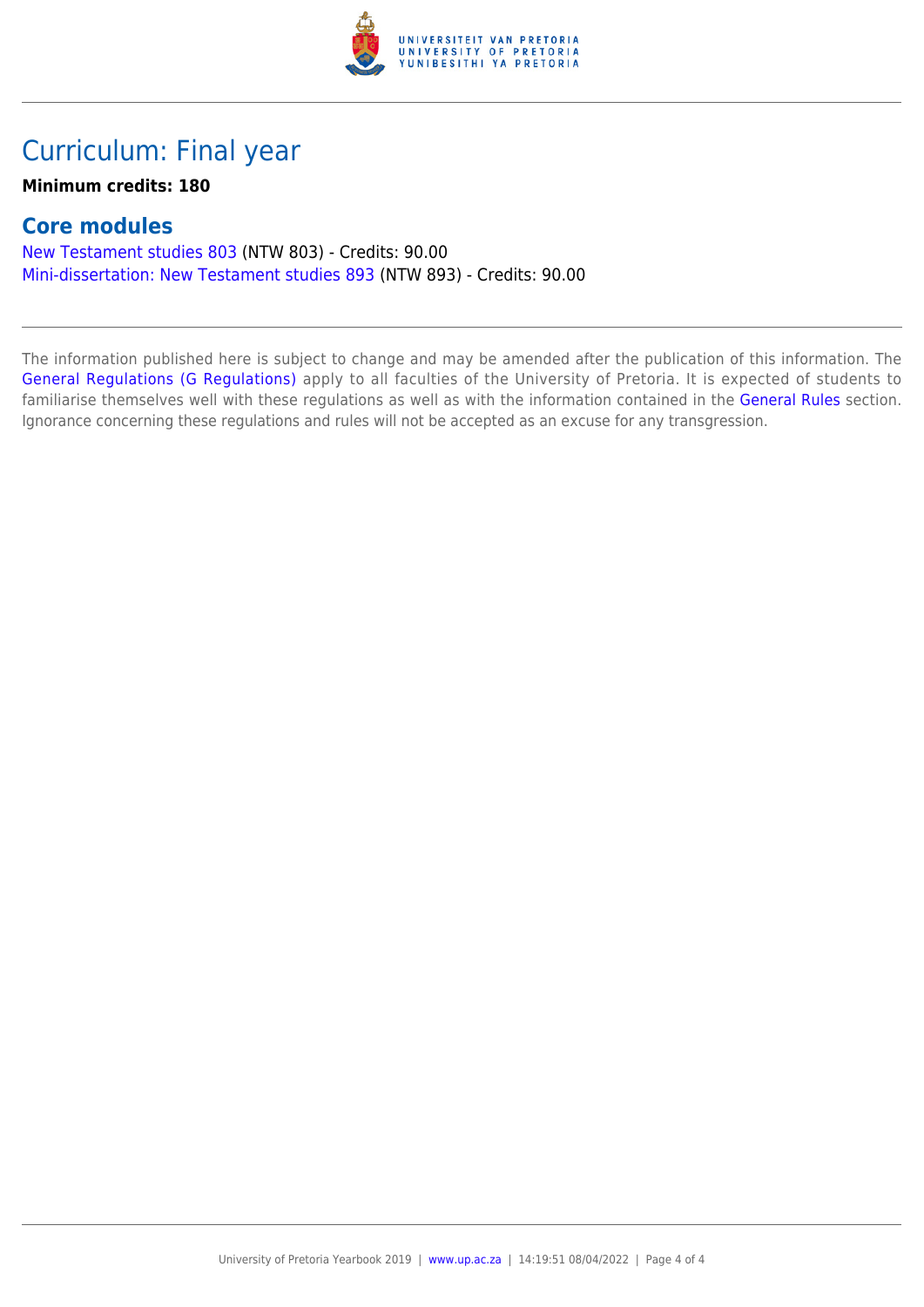## Curriculum: Final year

**Minimum credits: 180**

### Core modules

New Testament studies 803 (NTW 803) - Credits: 90.00
Mini-dissertation: New Testament studies 893 (NTW 893) - Credits: 90.00

The information published here is subject to change and may be amended after the publication of this information. The General Regulations (G Regulations) apply to all faculties of the University of Pretoria. It is expected of students to familiarise themselves well with these regulations as well as with the information contained in the General Rules section. Ignorance concerning these regulations and rules will not be accepted as an excuse for any transgression.